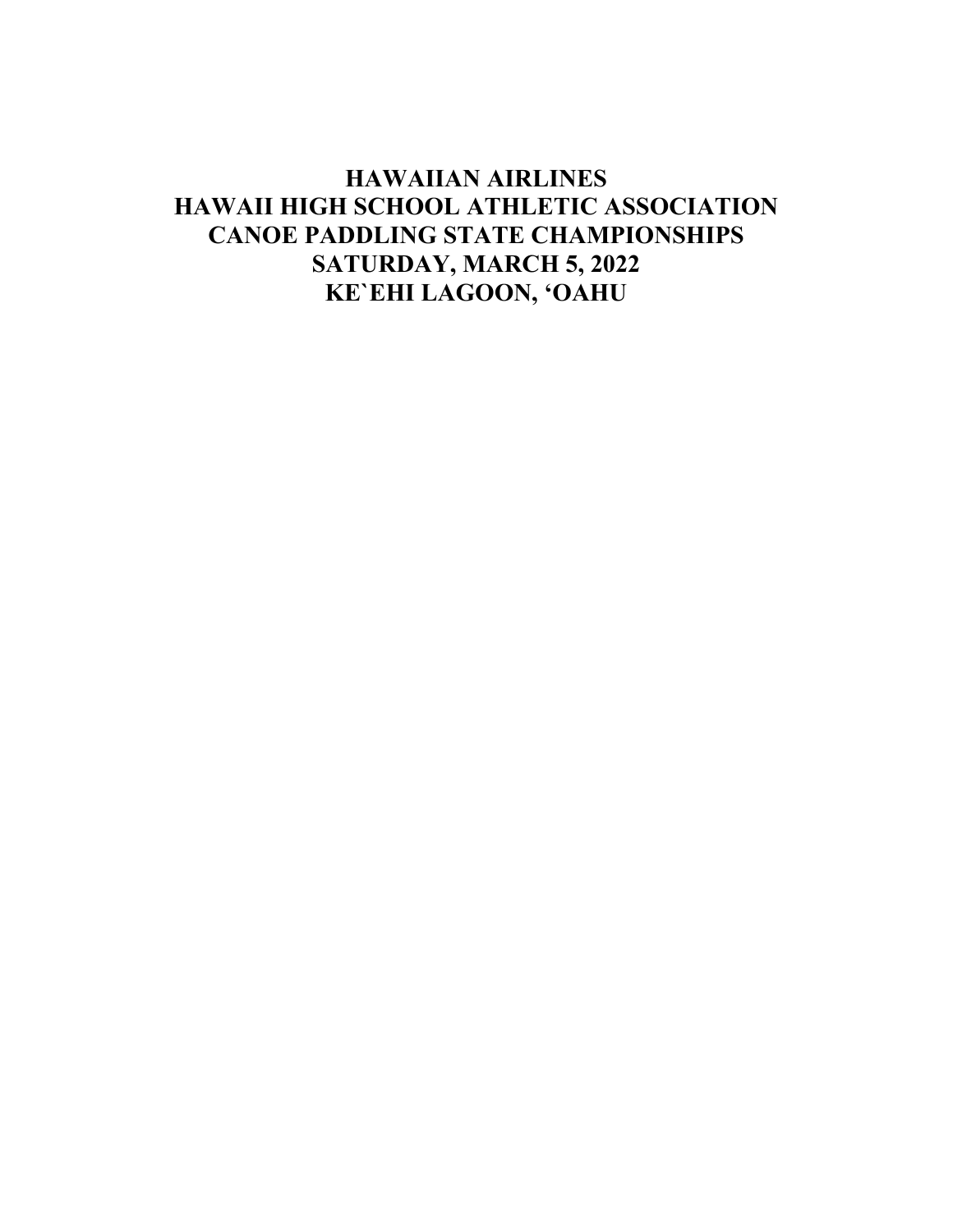# HAWAIIAN AIRLINES
# HAWAII HIGH SCHOOL ATHLETIC ASSOCIATION
# CANOE PADDLING STATE CHAMPIONSHIPS
# SATURDAY, MARCH 5, 2022
# KE`EHI LAGOON, ‘OAHU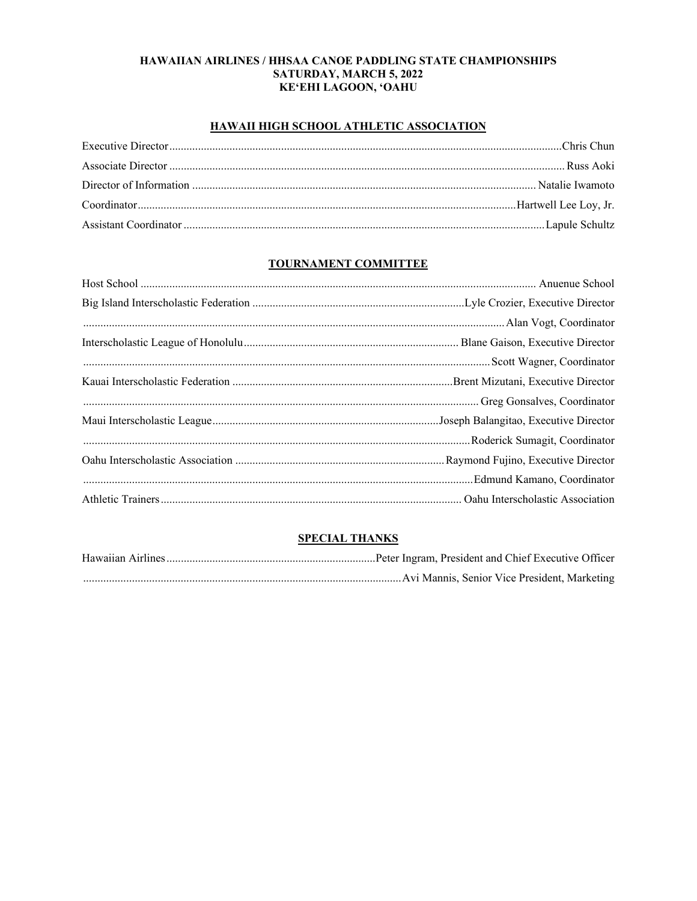**HAWAIIAN AIRLINES / HHSAA CANOE PADDLING STATE CHAMPIONSHIPS**
**SATURDAY, MARCH 5, 2022**
**KE'EHI LAGOON, 'OAHU**

## HAWAII HIGH SCHOOL ATHLETIC ASSOCIATION

Executive Director........................................Chris Chun
Associate Director........................................Russ Aoki
Director of Information........................................Natalie Iwamoto
Coordinator........................................Hartwell Lee Loy, Jr.
Assistant Coordinator........................................Lapule Schultz

## TOURNAMENT COMMITTEE

Host School........................................Anuenue School
Big Island Interscholastic Federation........................................Lyle Crozier, Executive Director
........................................Alan Vogt, Coordinator
Interscholastic League of Honolulu........................................Blane Gaison, Executive Director
........................................Scott Wagner, Coordinator
Kauai Interscholastic Federation........................................Brent Mizutani, Executive Director
........................................Greg Gonsalves, Coordinator
Maui Interscholastic League........................................Joseph Balangitao, Executive Director
........................................Roderick Sumagit, Coordinator
Oahu Interscholastic Association........................................Raymond Fujino, Executive Director
........................................Edmund Kamano, Coordinator
Athletic Trainers........................................Oahu Interscholastic Association

## SPECIAL THANKS

Hawaiian Airlines........................................Peter Ingram, President and Chief Executive Officer
........................................Avi Mannis, Senior Vice President, Marketing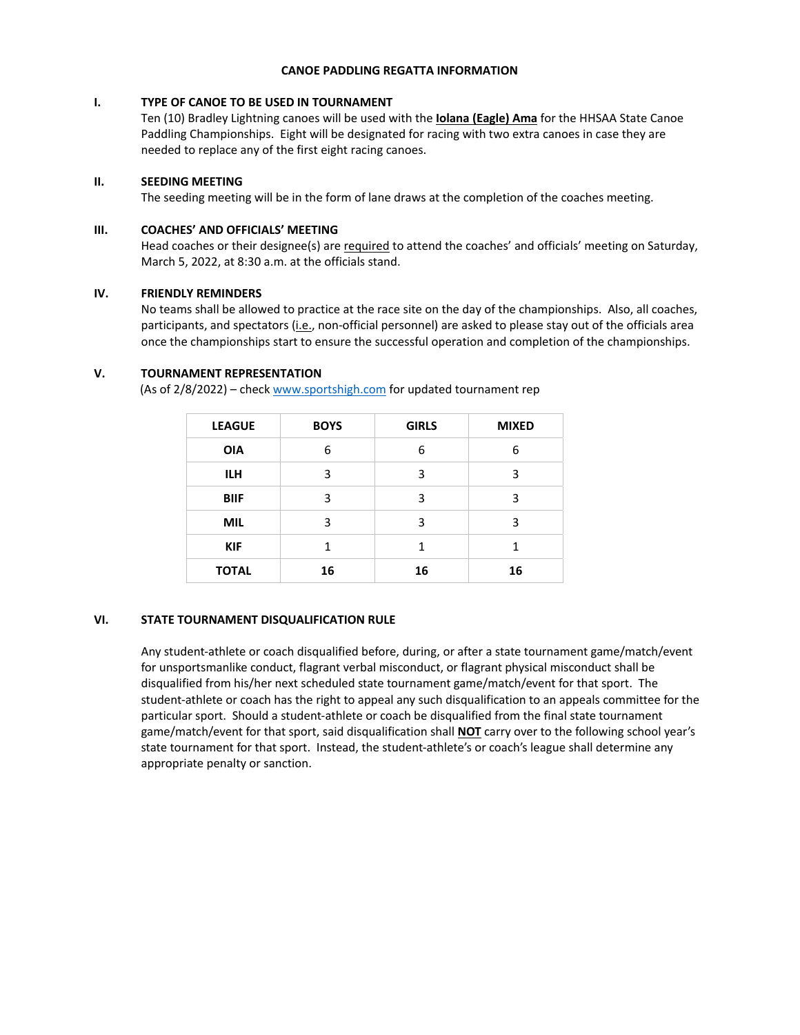# CANOE PADDLING REGATTA INFORMATION

## I. TYPE OF CANOE TO BE USED IN TOURNAMENT

Ten (10) Bradley Lightning canoes will be used with the **Iolana (Eagle) Ama** for the HHSAA State Canoe Paddling Championships. Eight will be designated for racing with two extra canoes in case they are needed to replace any of the first eight racing canoes.

## II. SEEDING MEETING

The seeding meeting will be in the form of lane draws at the completion of the coaches meeting.

## III. COACHES' AND OFFICIALS' MEETING

Head coaches or their designee(s) are required to attend the coaches' and officials' meeting on Saturday, March 5, 2022, at 8:30 a.m. at the officials stand.

## IV. FRIENDLY REMINDERS

No teams shall be allowed to practice at the race site on the day of the championships. Also, all coaches, participants, and spectators (i.e., non-official personnel) are asked to please stay out of the officials area once the championships start to ensure the successful operation and completion of the championships.

## V. TOURNAMENT REPRESENTATION

(As of 2/8/2022) – check www.sportshigh.com for updated tournament rep

| LEAGUE | BOYS | GIRLS | MIXED |
|---|---|---|---|
| **OIA** | 6 | 6 | 6 |
| **ILH** | 3 | 3 | 3 |
| **BIIF** | 3 | 3 | 3 |
| **MIL** | 3 | 3 | 3 |
| **KIF** | 1 | 1 | 1 |
| **TOTAL** | **16** | **16** | **16** |

## VI. STATE TOURNAMENT DISQUALIFICATION RULE

Any student-athlete or coach disqualified before, during, or after a state tournament game/match/event for unsportsmanlike conduct, flagrant verbal misconduct, or flagrant physical misconduct shall be disqualified from his/her next scheduled state tournament game/match/event for that sport. The student-athlete or coach has the right to appeal any such disqualification to an appeals committee for the particular sport. Should a student-athlete or coach be disqualified from the final state tournament game/match/event for that sport, said disqualification shall **NOT** carry over to the following school year's state tournament for that sport. Instead, the student-athlete's or coach's league shall determine any appropriate penalty or sanction.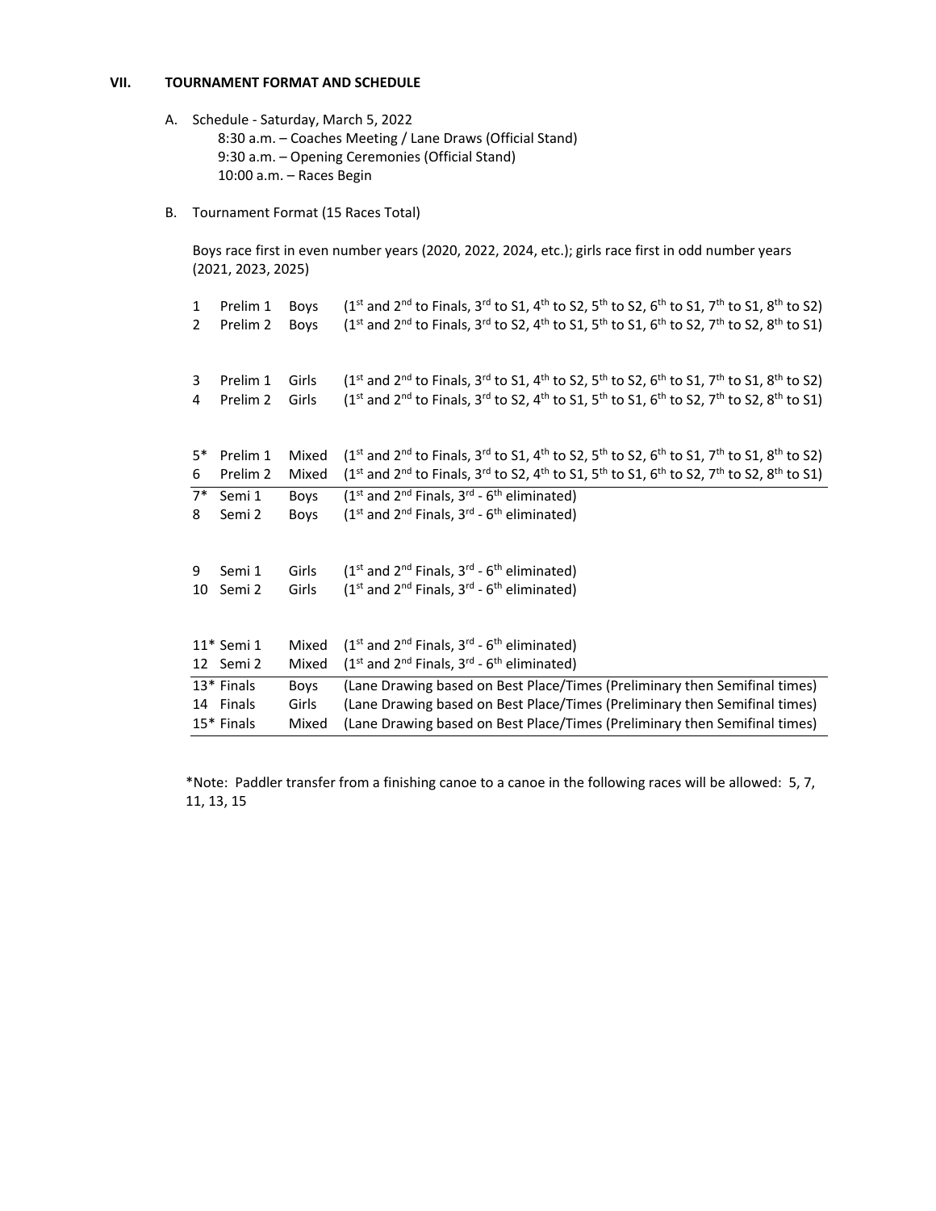## VII. TOURNAMENT FORMAT AND SCHEDULE

A. Schedule - Saturday, March 5, 2022

8:30 a.m. – Coaches Meeting / Lane Draws (Official Stand)
9:30 a.m. – Opening Ceremonies (Official Stand)
10:00 a.m. – Races Begin

B. Tournament Format (15 Races Total)

Boys race first in even number years (2020, 2022, 2024, etc.); girls race first in odd number years (2021, 2023, 2025)

| # | Race | Division | Advancement |
|---|---|---|---|
| 1 | Prelim 1 | Boys | (1st and 2nd to Finals, 3rd to S1, 4th to S2, 5th to S2, 6th to S1, 7th to S1, 8th to S2) |
| 2 | Prelim 2 | Boys | (1st and 2nd to Finals, 3rd to S2, 4th to S1, 5th to S1, 6th to S2, 7th to S2, 8th to S1) |
| 3 | Prelim 1 | Girls | (1st and 2nd to Finals, 3rd to S1, 4th to S2, 5th to S2, 6th to S1, 7th to S1, 8th to S2) |
| 4 | Prelim 2 | Girls | (1st and 2nd to Finals, 3rd to S2, 4th to S1, 5th to S1, 6th to S2, 7th to S2, 8th to S1) |
| 5* | Prelim 1 | Mixed | (1st and 2nd to Finals, 3rd to S1, 4th to S2, 5th to S2, 6th to S1, 7th to S1, 8th to S2) |
| 6 | Prelim 2 | Mixed | (1st and 2nd to Finals, 3rd to S2, 4th to S1, 5th to S1, 6th to S2, 7th to S2, 8th to S1) |
| 7* | Semi 1 | Boys | (1st and 2nd Finals, 3rd - 6th eliminated) |
| 8 | Semi 2 | Boys | (1st and 2nd Finals, 3rd - 6th eliminated) |
| 9 | Semi 1 | Girls | (1st and 2nd Finals, 3rd - 6th eliminated) |
| 10 | Semi 2 | Girls | (1st and 2nd Finals, 3rd - 6th eliminated) |
| 11* | Semi 1 | Mixed | (1st and 2nd Finals, 3rd - 6th eliminated) |
| 12 | Semi 2 | Mixed | (1st and 2nd Finals, 3rd - 6th eliminated) |
| 13* | Finals | Boys | (Lane Drawing based on Best Place/Times (Preliminary then Semifinal times) |
| 14 | Finals | Girls | (Lane Drawing based on Best Place/Times (Preliminary then Semifinal times) |
| 15* | Finals | Mixed | (Lane Drawing based on Best Place/Times (Preliminary then Semifinal times) |

*Note: Paddler transfer from a finishing canoe to a canoe in the following races will be allowed: 5, 7, 11, 13, 15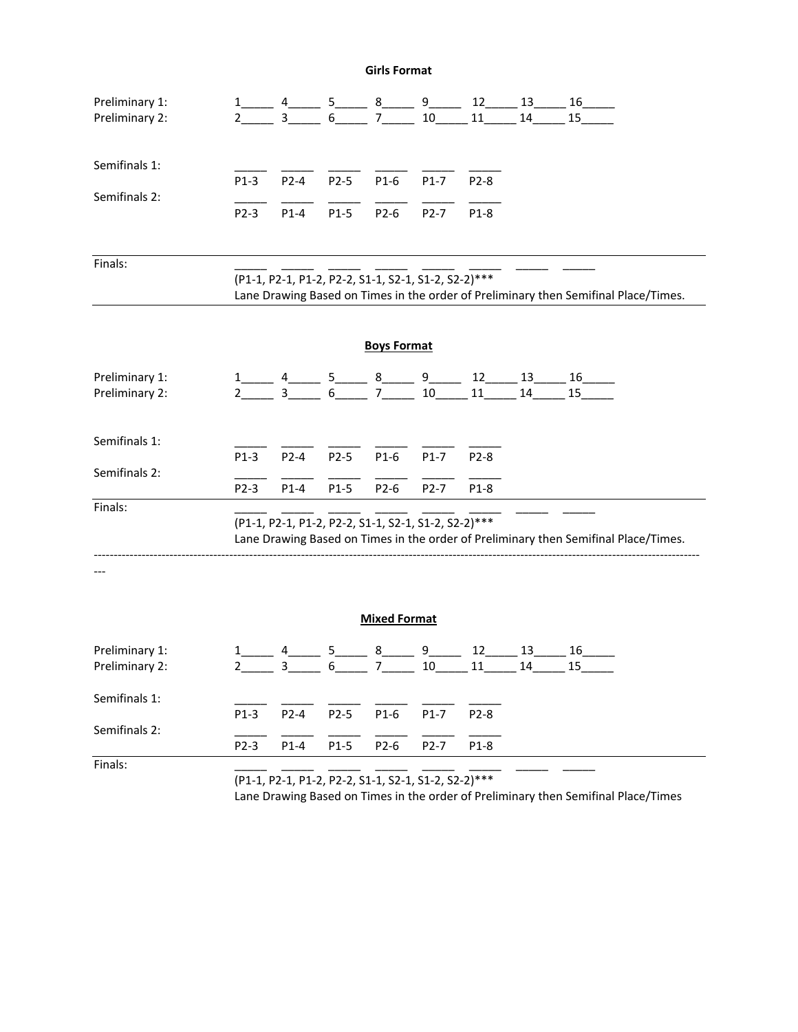**Girls Format**

Preliminary 1: 1_____ 4_____ 5_____ 8_____ 9_____ 12_____ 13_____ 16_____

Preliminary 2: 2_____ 3_____ 6_____ 7_____ 10_____ 11_____ 14_____ 15_____

Semifinals 1:

| _____ | _____ | _____ | _____ | _____ | _____ |
|---|---|---|---|---|---|
| P1-3 | P2-4 | P2-5 | P1-6 | P1-7 | P2-8 |

Semifinals 2:

| _____ | _____ | _____ | _____ | _____ | _____ |
|---|---|---|---|---|---|
| P2-3 | P1-4 | P1-5 | P2-6 | P2-7 | P1-8 |

Finals: _____ _____ _____ _____ _____ _____ _____ _____

(P1-1, P2-1, P1-2, P2-2, S1-1, S2-1, S1-2, S2-2)***

Lane Drawing Based on Times in the order of Preliminary then Semifinal Place/Times.

**Boys Format**

Preliminary 1: 1_____ 4_____ 5_____ 8_____ 9_____ 12_____ 13_____ 16_____

Preliminary 2: 2_____ 3_____ 6_____ 7_____ 10_____ 11_____ 14_____ 15_____

Semifinals 1:

| _____ | _____ | _____ | _____ | _____ | _____ |
|---|---|---|---|---|---|
| P1-3 | P2-4 | P2-5 | P1-6 | P1-7 | P2-8 |

Semifinals 2:

| _____ | _____ | _____ | _____ | _____ | _____ |
|---|---|---|---|---|---|
| P2-3 | P1-4 | P1-5 | P2-6 | P2-7 | P1-8 |

Finals: _____ _____ _____ _____ _____ _____ _____ _____

(P1-1, P2-1, P1-2, P2-2, S1-1, S2-1, S1-2, S2-2)***

Lane Drawing Based on Times in the order of Preliminary then Semifinal Place/Times.

---

**Mixed Format**

Preliminary 1: 1_____ 4_____ 5_____ 8_____ 9_____ 12_____ 13_____ 16_____

Preliminary 2: 2_____ 3_____ 6_____ 7_____ 10_____ 11_____ 14_____ 15_____

Semifinals 1:

| _____ | _____ | _____ | _____ | _____ | _____ |
|---|---|---|---|---|---|
| P1-3 | P2-4 | P2-5 | P1-6 | P1-7 | P2-8 |

Semifinals 2:

| _____ | _____ | _____ | _____ | _____ | _____ |
|---|---|---|---|---|---|
| P2-3 | P1-4 | P1-5 | P2-6 | P2-7 | P1-8 |

Finals: _____ _____ _____ _____ _____ _____ _____ _____

(P1-1, P2-1, P1-2, P2-2, S1-1, S2-1, S1-2, S2-2)***

Lane Drawing Based on Times in the order of Preliminary then Semifinal Place/Times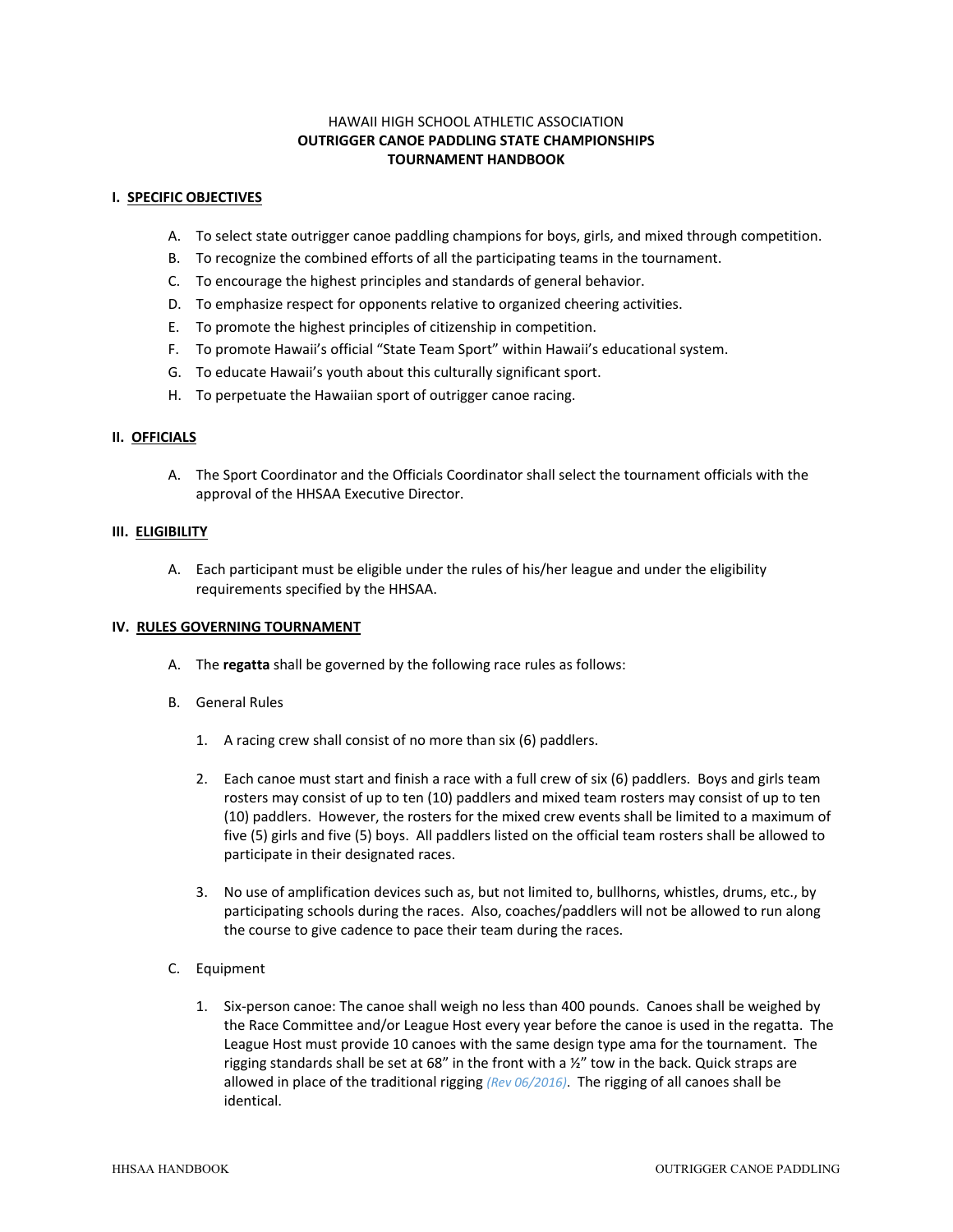HAWAII HIGH SCHOOL ATHLETIC ASSOCIATION

**OUTRIGGER CANOE PADDLING STATE CHAMPIONSHIPS**

**TOURNAMENT HANDBOOK**

## I. SPECIFIC OBJECTIVES

A. To select state outrigger canoe paddling champions for boys, girls, and mixed through competition.

B. To recognize the combined efforts of all the participating teams in the tournament.

C. To encourage the highest principles and standards of general behavior.

D. To emphasize respect for opponents relative to organized cheering activities.

E. To promote the highest principles of citizenship in competition.

F. To promote Hawaii's official "State Team Sport" within Hawaii's educational system.

G. To educate Hawaii's youth about this culturally significant sport.

H. To perpetuate the Hawaiian sport of outrigger canoe racing.

## II. OFFICIALS

A. The Sport Coordinator and the Officials Coordinator shall select the tournament officials with the approval of the HHSAA Executive Director.

## III. ELIGIBILITY

A. Each participant must be eligible under the rules of his/her league and under the eligibility requirements specified by the HHSAA.

## IV. RULES GOVERNING TOURNAMENT

A. The **regatta** shall be governed by the following race rules as follows:

B. General Rules

1. A racing crew shall consist of no more than six (6) paddlers.

2. Each canoe must start and finish a race with a full crew of six (6) paddlers. Boys and girls team rosters may consist of up to ten (10) paddlers and mixed team rosters may consist of up to ten (10) paddlers. However, the rosters for the mixed crew events shall be limited to a maximum of five (5) girls and five (5) boys. All paddlers listed on the official team rosters shall be allowed to participate in their designated races.

3. No use of amplification devices such as, but not limited to, bullhorns, whistles, drums, etc., by participating schools during the races. Also, coaches/paddlers will not be allowed to run along the course to give cadence to pace their team during the races.

C. Equipment

1. Six-person canoe: The canoe shall weigh no less than 400 pounds. Canoes shall be weighed by the Race Committee and/or League Host every year before the canoe is used in the regatta. The League Host must provide 10 canoes with the same design type ama for the tournament. The rigging standards shall be set at 68" in the front with a ½" tow in the back. Quick straps are allowed in place of the traditional rigging *(Rev 06/2016)*. The rigging of all canoes shall be identical.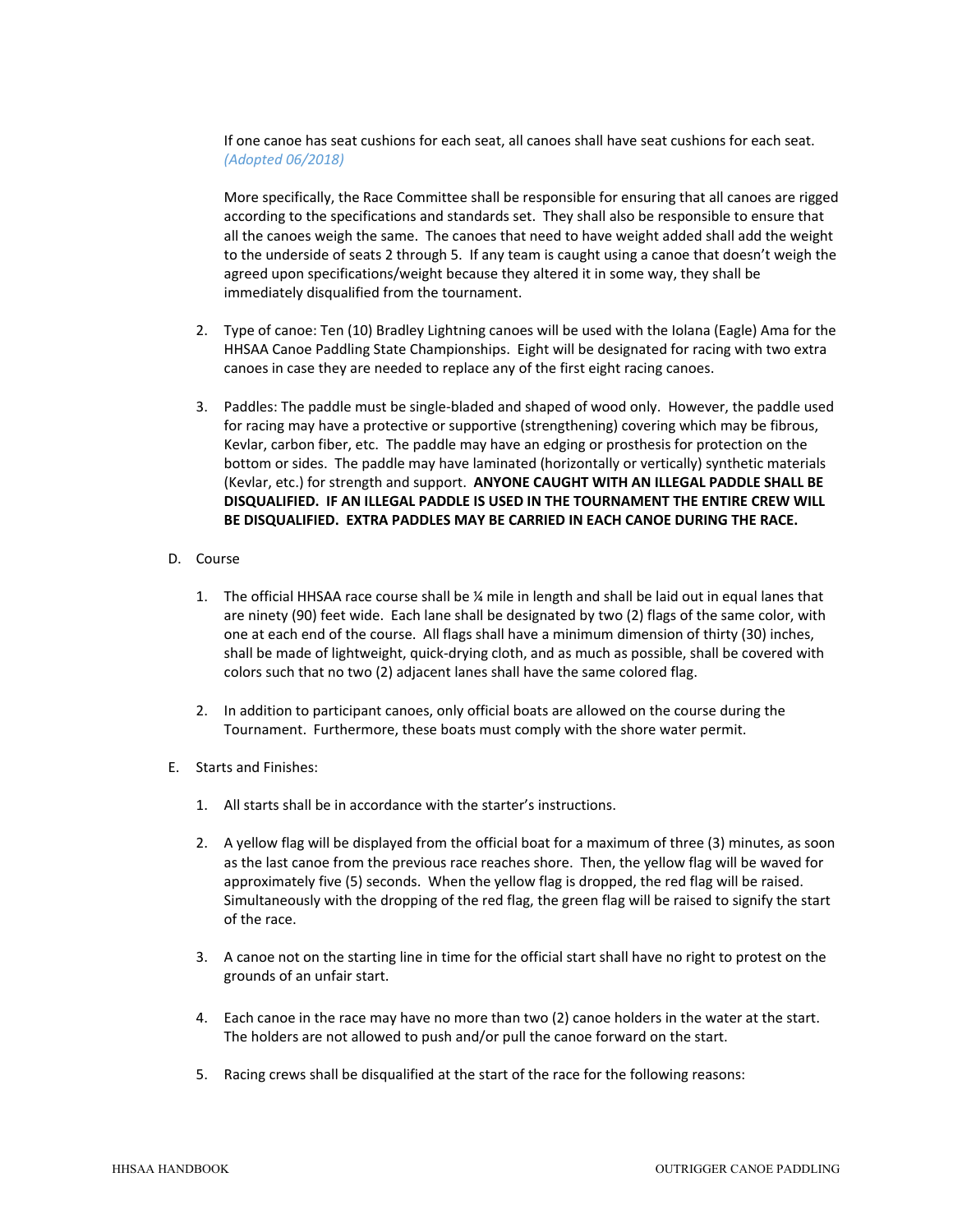If one canoe has seat cushions for each seat, all canoes shall have seat cushions for each seat. *(Adopted 06/2018)*

More specifically, the Race Committee shall be responsible for ensuring that all canoes are rigged according to the specifications and standards set. They shall also be responsible to ensure that all the canoes weigh the same. The canoes that need to have weight added shall add the weight to the underside of seats 2 through 5. If any team is caught using a canoe that doesn't weigh the agreed upon specifications/weight because they altered it in some way, they shall be immediately disqualified from the tournament.

2. Type of canoe: Ten (10) Bradley Lightning canoes will be used with the Iolana (Eagle) Ama for the HHSAA Canoe Paddling State Championships. Eight will be designated for racing with two extra canoes in case they are needed to replace any of the first eight racing canoes.

3. Paddles: The paddle must be single-bladed and shaped of wood only. However, the paddle used for racing may have a protective or supportive (strengthening) covering which may be fibrous, Kevlar, carbon fiber, etc. The paddle may have an edging or prosthesis for protection on the bottom or sides. The paddle may have laminated (horizontally or vertically) synthetic materials (Kevlar, etc.) for strength and support. **ANYONE CAUGHT WITH AN ILLEGAL PADDLE SHALL BE DISQUALIFIED. IF AN ILLEGAL PADDLE IS USED IN THE TOURNAMENT THE ENTIRE CREW WILL BE DISQUALIFIED. EXTRA PADDLES MAY BE CARRIED IN EACH CANOE DURING THE RACE.**

D. Course

1. The official HHSAA race course shall be ¼ mile in length and shall be laid out in equal lanes that are ninety (90) feet wide. Each lane shall be designated by two (2) flags of the same color, with one at each end of the course. All flags shall have a minimum dimension of thirty (30) inches, shall be made of lightweight, quick-drying cloth, and as much as possible, shall be covered with colors such that no two (2) adjacent lanes shall have the same colored flag.

2. In addition to participant canoes, only official boats are allowed on the course during the Tournament. Furthermore, these boats must comply with the shore water permit.

E. Starts and Finishes:

1. All starts shall be in accordance with the starter's instructions.

2. A yellow flag will be displayed from the official boat for a maximum of three (3) minutes, as soon as the last canoe from the previous race reaches shore. Then, the yellow flag will be waved for approximately five (5) seconds. When the yellow flag is dropped, the red flag will be raised. Simultaneously with the dropping of the red flag, the green flag will be raised to signify the start of the race.

3. A canoe not on the starting line in time for the official start shall have no right to protest on the grounds of an unfair start.

4. Each canoe in the race may have no more than two (2) canoe holders in the water at the start. The holders are not allowed to push and/or pull the canoe forward on the start.

5. Racing crews shall be disqualified at the start of the race for the following reasons: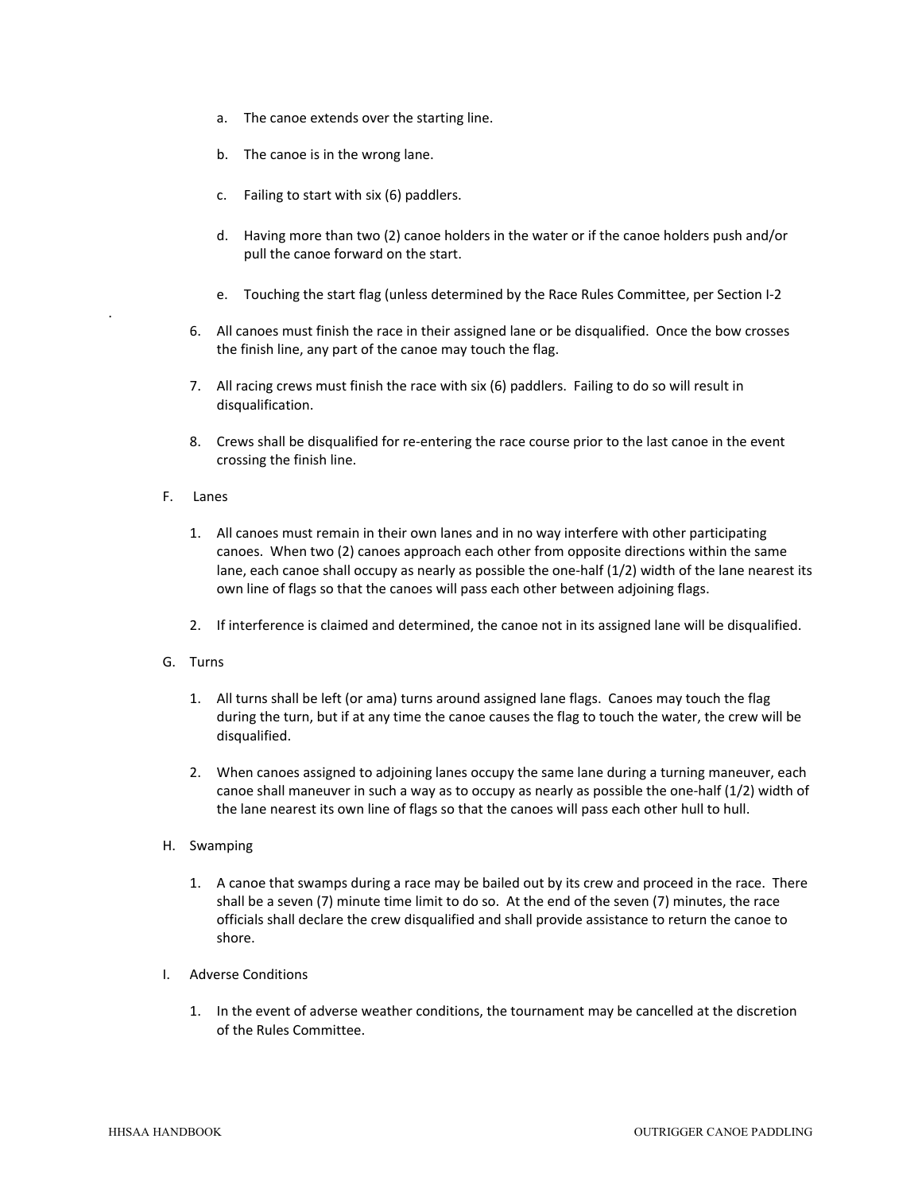a. The canoe extends over the starting line.

b. The canoe is in the wrong lane.

c. Failing to start with six (6) paddlers.

d. Having more than two (2) canoe holders in the water or if the canoe holders push and/or pull the canoe forward on the start.

e. Touching the start flag (unless determined by the Race Rules Committee, per Section I-2

6. All canoes must finish the race in their assigned lane or be disqualified. Once the bow crosses the finish line, any part of the canoe may touch the flag.

7. All racing crews must finish the race with six (6) paddlers. Failing to do so will result in disqualification.

8. Crews shall be disqualified for re-entering the race course prior to the last canoe in the event crossing the finish line.

F. Lanes

1. All canoes must remain in their own lanes and in no way interfere with other participating canoes. When two (2) canoes approach each other from opposite directions within the same lane, each canoe shall occupy as nearly as possible the one-half (1/2) width of the lane nearest its own line of flags so that the canoes will pass each other between adjoining flags.

2. If interference is claimed and determined, the canoe not in its assigned lane will be disqualified.

G. Turns

1. All turns shall be left (or ama) turns around assigned lane flags. Canoes may touch the flag during the turn, but if at any time the canoe causes the flag to touch the water, the crew will be disqualified.

2. When canoes assigned to adjoining lanes occupy the same lane during a turning maneuver, each canoe shall maneuver in such a way as to occupy as nearly as possible the one-half (1/2) width of the lane nearest its own line of flags so that the canoes will pass each other hull to hull.

H. Swamping

1. A canoe that swamps during a race may be bailed out by its crew and proceed in the race. There shall be a seven (7) minute time limit to do so. At the end of the seven (7) minutes, the race officials shall declare the crew disqualified and shall provide assistance to return the canoe to shore.

I. Adverse Conditions

1. In the event of adverse weather conditions, the tournament may be cancelled at the discretion of the Rules Committee.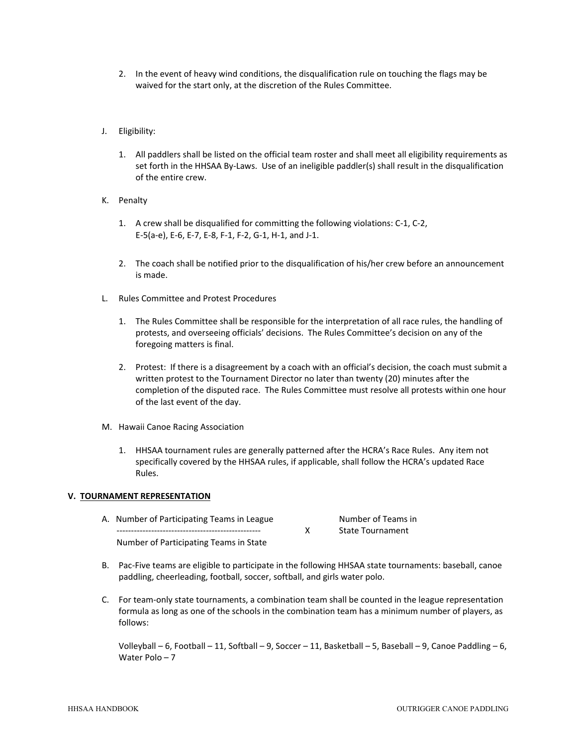2. In the event of heavy wind conditions, the disqualification rule on touching the flags may be waived for the start only, at the discretion of the Rules Committee.

J. Eligibility:

1. All paddlers shall be listed on the official team roster and shall meet all eligibility requirements as set forth in the HHSAA By-Laws. Use of an ineligible paddler(s) shall result in the disqualification of the entire crew.

K. Penalty

1. A crew shall be disqualified for committing the following violations: C-1, C-2, E-5(a-e), E-6, E-7, E-8, F-1, F-2, G-1, H-1, and J-1.

2. The coach shall be notified prior to the disqualification of his/her crew before an announcement is made.

L. Rules Committee and Protest Procedures

1. The Rules Committee shall be responsible for the interpretation of all race rules, the handling of protests, and overseeing officials' decisions. The Rules Committee's decision on any of the foregoing matters is final.

2. Protest: If there is a disagreement by a coach with an official's decision, the coach must submit a written protest to the Tournament Director no later than twenty (20) minutes after the completion of the disputed race. The Rules Committee must resolve all protests within one hour of the last event of the day.

M. Hawaii Canoe Racing Association

1. HHSAA tournament rules are generally patterned after the HCRA's Race Rules. Any item not specifically covered by the HHSAA rules, if applicable, shall follow the HCRA's updated Race Rules.

## V. TOURNAMENT REPRESENTATION

A. $$\frac{\text{Number of Participating Teams in League}}{\text{Number of Participating Teams in State}} \times \text{Number of Teams in State Tournament}$$

B. Pac-Five teams are eligible to participate in the following HHSAA state tournaments: baseball, canoe paddling, cheerleading, football, soccer, softball, and girls water polo.

C. For team-only state tournaments, a combination team shall be counted in the league representation formula as long as one of the schools in the combination team has a minimum number of players, as follows:

Volleyball – 6, Football – 11, Softball – 9, Soccer – 11, Basketball – 5, Baseball – 9, Canoe Paddling – 6, Water Polo – 7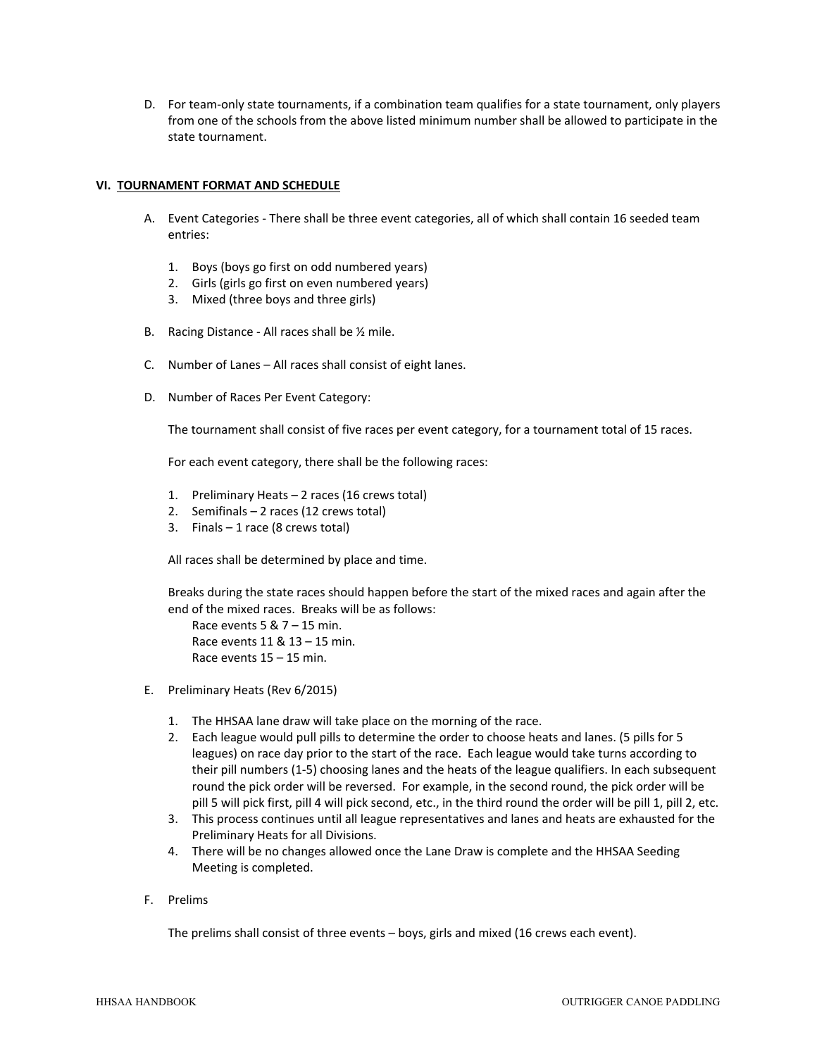D. For team-only state tournaments, if a combination team qualifies for a state tournament, only players from one of the schools from the above listed minimum number shall be allowed to participate in the state tournament.

## VI. TOURNAMENT FORMAT AND SCHEDULE

A. Event Categories - There shall be three event categories, all of which shall contain 16 seeded team entries:

   1. Boys (boys go first on odd numbered years)
   2. Girls (girls go first on even numbered years)
   3. Mixed (three boys and three girls)

B. Racing Distance - All races shall be ½ mile.

C. Number of Lanes – All races shall consist of eight lanes.

D. Number of Races Per Event Category:

   The tournament shall consist of five races per event category, for a tournament total of 15 races.

   For each event category, there shall be the following races:

   1. Preliminary Heats – 2 races (16 crews total)
   2. Semifinals – 2 races (12 crews total)
   3. Finals – 1 race (8 crews total)

   All races shall be determined by place and time.

   Breaks during the state races should happen before the start of the mixed races and again after the end of the mixed races. Breaks will be as follows:
   Race events 5 & 7 – 15 min.
   Race events 11 & 13 – 15 min.
   Race events 15 – 15 min.

E. Preliminary Heats (Rev 6/2015)

   1. The HHSAA lane draw will take place on the morning of the race.
   2. Each league would pull pills to determine the order to choose heats and lanes. (5 pills for 5 leagues) on race day prior to the start of the race. Each league would take turns according to their pill numbers (1-5) choosing lanes and the heats of the league qualifiers. In each subsequent round the pick order will be reversed. For example, in the second round, the pick order will be pill 5 will pick first, pill 4 will pick second, etc., in the third round the order will be pill 1, pill 2, etc.
   3. This process continues until all league representatives and lanes and heats are exhausted for the Preliminary Heats for all Divisions.
   4. There will be no changes allowed once the Lane Draw is complete and the HHSAA Seeding Meeting is completed.

F. Prelims

   The prelims shall consist of three events – boys, girls and mixed (16 crews each event).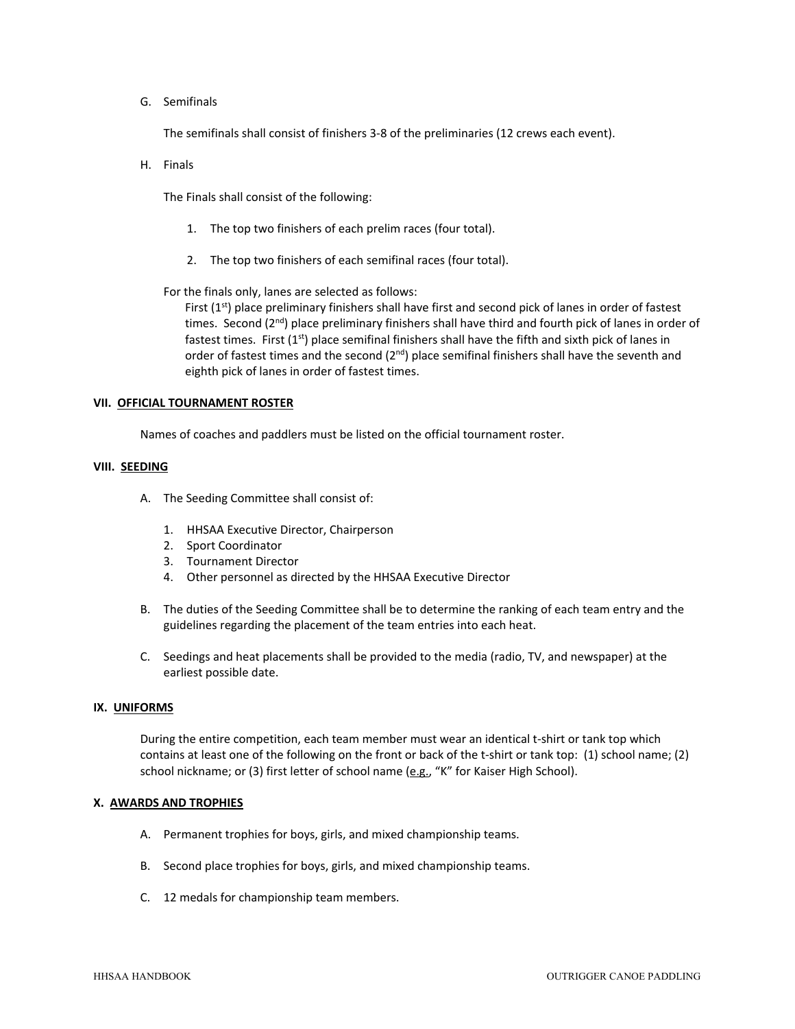G. Semifinals

The semifinals shall consist of finishers 3-8 of the preliminaries (12 crews each event).

H. Finals

The Finals shall consist of the following:

1. The top two finishers of each prelim races (four total).
2. The top two finishers of each semifinal races (four total).

For the finals only, lanes are selected as follows:

First (1st) place preliminary finishers shall have first and second pick of lanes in order of fastest times. Second (2nd) place preliminary finishers shall have third and fourth pick of lanes in order of fastest times. First (1st) place semifinal finishers shall have the fifth and sixth pick of lanes in order of fastest times and the second (2nd) place semifinal finishers shall have the seventh and eighth pick of lanes in order of fastest times.

## VII. OFFICIAL TOURNAMENT ROSTER

Names of coaches and paddlers must be listed on the official tournament roster.

## VIII. SEEDING

A. The Seeding Committee shall consist of:

1. HHSAA Executive Director, Chairperson
2. Sport Coordinator
3. Tournament Director
4. Other personnel as directed by the HHSAA Executive Director

B. The duties of the Seeding Committee shall be to determine the ranking of each team entry and the guidelines regarding the placement of the team entries into each heat.

C. Seedings and heat placements shall be provided to the media (radio, TV, and newspaper) at the earliest possible date.

## IX. UNIFORMS

During the entire competition, each team member must wear an identical t-shirt or tank top which contains at least one of the following on the front or back of the t-shirt or tank top: (1) school name; (2) school nickname; or (3) first letter of school name (e.g., "K" for Kaiser High School).

## X. AWARDS AND TROPHIES

A. Permanent trophies for boys, girls, and mixed championship teams.

B. Second place trophies for boys, girls, and mixed championship teams.

C. 12 medals for championship team members.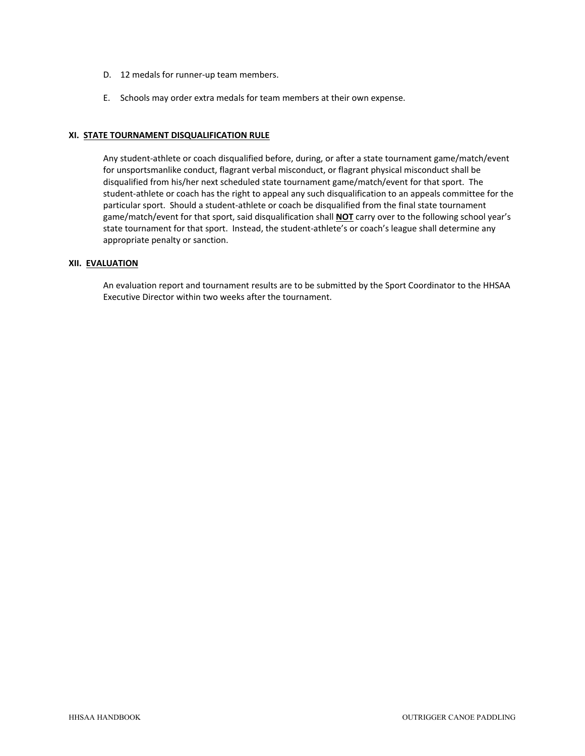D. 12 medals for runner-up team members.

E. Schools may order extra medals for team members at their own expense.

## XI. STATE TOURNAMENT DISQUALIFICATION RULE

Any student-athlete or coach disqualified before, during, or after a state tournament game/match/event for unsportsmanlike conduct, flagrant verbal misconduct, or flagrant physical misconduct shall be disqualified from his/her next scheduled state tournament game/match/event for that sport. The student-athlete or coach has the right to appeal any such disqualification to an appeals committee for the particular sport. Should a student-athlete or coach be disqualified from the final state tournament game/match/event for that sport, said disqualification shall **NOT** carry over to the following school year's state tournament for that sport. Instead, the student-athlete's or coach's league shall determine any appropriate penalty or sanction.

## XII. EVALUATION

An evaluation report and tournament results are to be submitted by the Sport Coordinator to the HHSAA Executive Director within two weeks after the tournament.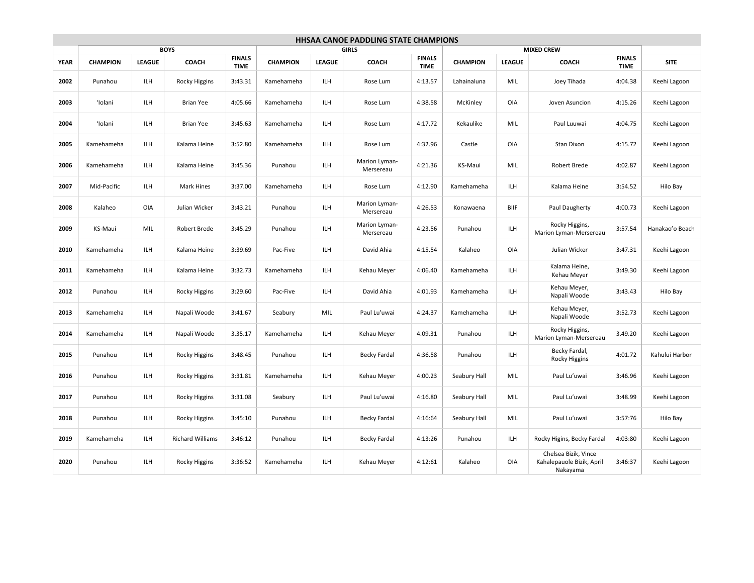| HHSAA CANOE PADDLING STATE CHAMPIONS | | | | | | | | | | | | | |
|---|---|---|---|---|---|---|---|---|---|---|---|---|---|
| | BOYS | | | | GIRLS | | | | MIXED CREW | | | | |
| YEAR | CHAMPION | LEAGUE | COACH | FINALS TIME | CHAMPION | LEAGUE | COACH | FINALS TIME | CHAMPION | LEAGUE | COACH | FINALS TIME | SITE |
| 2002 | Punahou | ILH | Rocky Higgins | 3:43.31 | Kamehameha | ILH | Rose Lum | 4:13.57 | Lahainaluna | MIL | Joey Tihada | 4:04.38 | Keehi Lagoon |
| 2003 | ʻIolani | ILH | Brian Yee | 4:05.66 | Kamehameha | ILH | Rose Lum | 4:38.58 | McKinley | OIA | Joven Asuncion | 4:15.26 | Keehi Lagoon |
| 2004 | ʻIolani | ILH | Brian Yee | 3:45.63 | Kamehameha | ILH | Rose Lum | 4:17.72 | Kekaulike | MIL | Paul Luuwai | 4:04.75 | Keehi Lagoon |
| 2005 | Kamehameha | ILH | Kalama Heine | 3:52.80 | Kamehameha | ILH | Rose Lum | 4:32.96 | Castle | OIA | Stan Dixon | 4:15.72 | Keehi Lagoon |
| 2006 | Kamehameha | ILH | Kalama Heine | 3:45.36 | Punahou | ILH | Marion Lyman-Mersereau | 4:21.36 | KS-Maui | MIL | Robert Brede | 4:02.87 | Keehi Lagoon |
| 2007 | Mid-Pacific | ILH | Mark Hines | 3:37.00 | Kamehameha | ILH | Rose Lum | 4:12.90 | Kamehameha | ILH | Kalama Heine | 3:54.52 | Hilo Bay |
| 2008 | Kalaheo | OIA | Julian Wicker | 3:43.21 | Punahou | ILH | Marion Lyman-Mersereau | 4:26.53 | Konawaena | BIIF | Paul Daugherty | 4:00.73 | Keehi Lagoon |
| 2009 | KS-Maui | MIL | Robert Brede | 3:45.29 | Punahou | ILH | Marion Lyman-Mersereau | 4:23.56 | Punahou | ILH | Rocky Higgins, Marion Lyman-Mersereau | 3:57.54 | Hanakao'o Beach |
| 2010 | Kamehameha | ILH | Kalama Heine | 3:39.69 | Pac-Five | ILH | David Ahia | 4:15.54 | Kalaheo | OIA | Julian Wicker | 3:47.31 | Keehi Lagoon |
| 2011 | Kamehameha | ILH | Kalama Heine | 3:32.73 | Kamehameha | ILH | Kehau Meyer | 4:06.40 | Kamehameha | ILH | Kalama Heine, Kehau Meyer | 3:49.30 | Keehi Lagoon |
| 2012 | Punahou | ILH | Rocky Higgins | 3:29.60 | Pac-Five | ILH | David Ahia | 4:01.93 | Kamehameha | ILH | Kehau Meyer, Napali Woode | 3:43.43 | Hilo Bay |
| 2013 | Kamehameha | ILH | Napali Woode | 3:41.67 | Seabury | MIL | Paul Lu'uwai | 4:24.37 | Kamehameha | ILH | Kehau Meyer, Napali Woode | 3:52.73 | Keehi Lagoon |
| 2014 | Kamehameha | ILH | Napali Woode | 3.35.17 | Kamehameha | ILH | Kehau Meyer | 4.09.31 | Punahou | ILH | Rocky Higgins, Marion Lyman-Mersereau | 3.49.20 | Keehi Lagoon |
| 2015 | Punahou | ILH | Rocky Higgins | 3:48.45 | Punahou | ILH | Becky Fardal | 4:36.58 | Punahou | ILH | Becky Fardal, Rocky Higgins | 4:01.72 | Kahului Harbor |
| 2016 | Punahou | ILH | Rocky Higgins | 3:31.81 | Kamehameha | ILH | Kehau Meyer | 4:00.23 | Seabury Hall | MIL | Paul Lu'uwai | 3:46.96 | Keehi Lagoon |
| 2017 | Punahou | ILH | Rocky Higgins | 3:31.08 | Seabury | ILH | Paul Lu'uwai | 4:16.80 | Seabury Hall | MIL | Paul Lu'uwai | 3:48.99 | Keehi Lagoon |
| 2018 | Punahou | ILH | Rocky Higgins | 3:45:10 | Punahou | ILH | Becky Fardal | 4:16:64 | Seabury Hall | MIL | Paul Lu'uwai | 3:57:76 | Hilo Bay |
| 2019 | Kamehameha | ILH | Richard Williams | 3:46:12 | Punahou | ILH | Becky Fardal | 4:13:26 | Punahou | ILH | Rocky Higins, Becky Fardal | 4:03:80 | Keehi Lagoon |
| 2020 | Punahou | ILH | Rocky Higgins | 3:36:52 | Kamehameha | ILH | Kehau Meyer | 4:12:61 | Kalaheo | OIA | Chelsea Bizik, Vince Kahalepauole Bizik, April Nakayama | 3:46:37 | Keehi Lagoon |